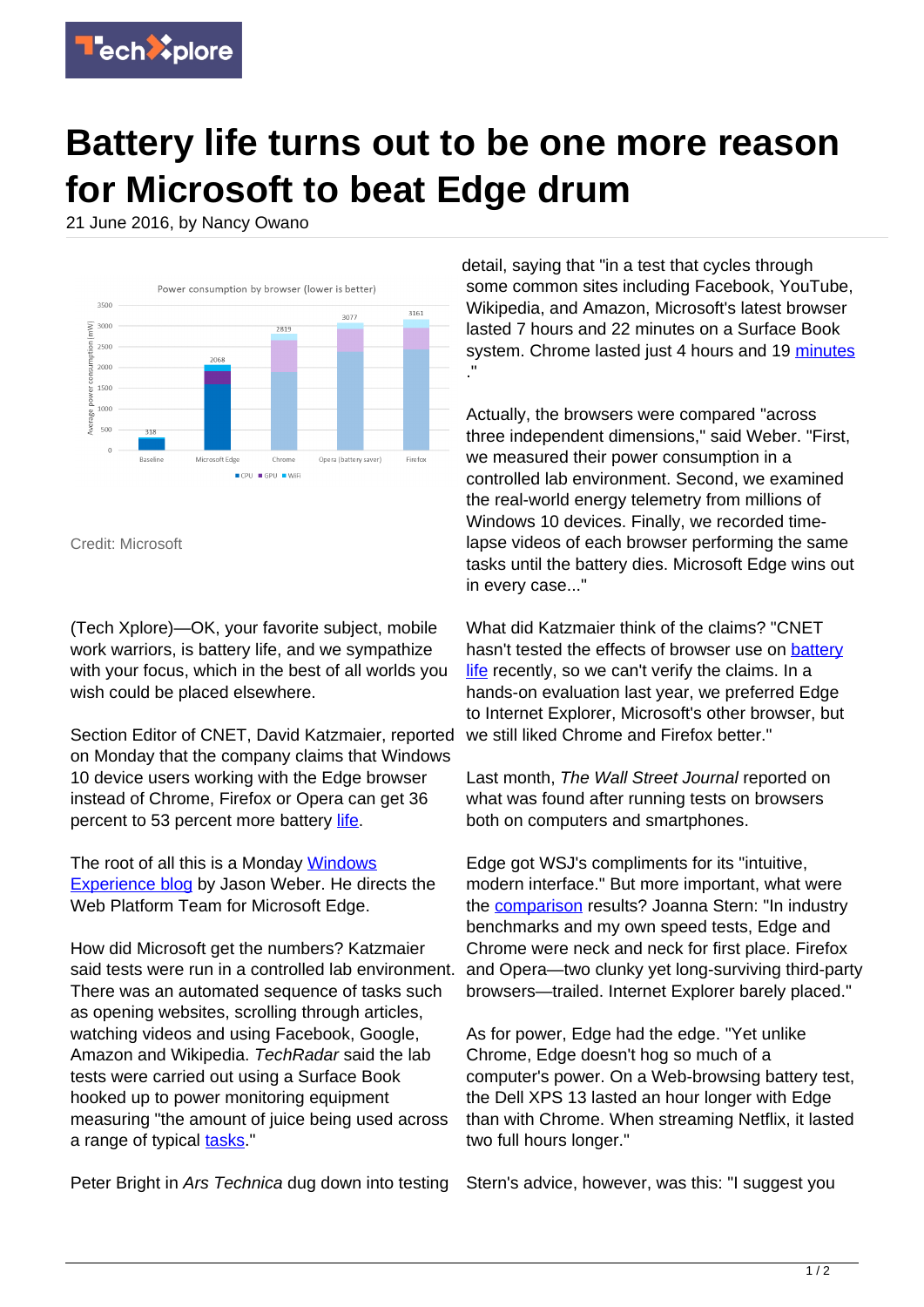# Battery life turns out to be one more reason for Microsoft to beat Edge drum

21 June 2016, by Nancy Owano

Credit: Microsoft

(Tech Xplore)—OK, your favorite subject, mobile work warriors, is battery life, and we sympathize with your focus, which in the best of all worlds you wish could be placed elsewhere.

Section Editor of CNET, David Katzmaier, reported on Monday that the company claims that Windows 10 device users working with the Edge browser instead of Chrome, Firefox or Opera can get 36 percent to 53 percent more battery life.

The root of all this is a Monday Windows Experience blog by Jason Weber. He directs the Web Platform Team for Microsoft Edge.

How did Microsoft get the numbers? Katzmaier said tests were run in a controlled lab environment. There was an automated sequence of tasks such as opening websites, scrolling through articles, watching videos and using Facebook, Google, Amazon and Wikipedia. *TechRadar* said the lab tests were carried out using a Surface Book hooked up to power monitoring equipment measuring "the amount of juice being used across a range of typical tasks."

Peter Bright in *Ars Technica* dug down into testing detail, saying that "in a test that cycles through some common sites including Facebook, YouTube, Wikipedia, and Amazon, Microsoft's latest browser lasted 7 hours and 22 minutes on a Surface Book system. Chrome lasted just 4 hours and 19 minutes."

Actually, the browsers were compared "across three independent dimensions," said Weber. "First, we measured their power consumption in a controlled lab environment. Second, we examined the real-world energy telemetry from millions of Windows 10 devices. Finally, we recorded time-lapse videos of each browser performing the same tasks until the battery dies. Microsoft Edge wins out in every case..."

What did Katzmaier think of the claims? "CNET hasn't tested the effects of browser use on battery life recently, so we can't verify the claims. In a hands-on evaluation last year, we preferred Edge to Internet Explorer, Microsoft's other browser, but we still liked Chrome and Firefox better."

Last month, *The Wall Street Journal* reported on what was found after running tests on browsers both on computers and smartphones.

Edge got WSJ's compliments for its "intuitive, modern interface." But more important, what were the comparison results? Joanna Stern: "In industry benchmarks and my own speed tests, Edge and Chrome were neck and neck for first place. Firefox and Opera—two clunky yet long-surviving third-party browsers—trailed. Internet Explorer barely placed."

As for power, Edge had the edge. "Yet unlike Chrome, Edge doesn't hog so much of a computer's power. On a Web-browsing battery test, the Dell XPS 13 lasted an hour longer with Edge than with Chrome. When streaming Netflix, it lasted two full hours longer."

Stern's advice, however, was this: "I suggest you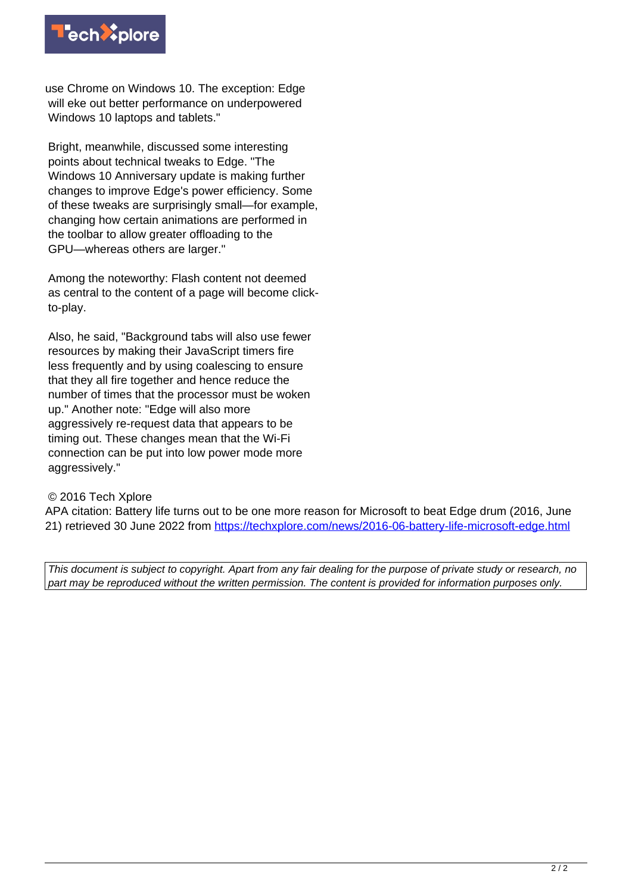use Chrome on Windows 10. The exception: Edge will eke out better performance on underpowered Windows 10 laptops and tablets."

Bright, meanwhile, discussed some interesting points about technical tweaks to Edge. "The Windows 10 Anniversary update is making further changes to improve Edge's power efficiency. Some of these tweaks are surprisingly small—for example, changing how certain animations are performed in the toolbar to allow greater offloading to the GPU—whereas others are larger."

Among the noteworthy: Flash content not deemed as central to the content of a page will become click-to-play.

Also, he said, "Background tabs will also use fewer resources by making their JavaScript timers fire less frequently and by using coalescing to ensure that they all fire together and hence reduce the number of times that the processor must be woken up." Another note: "Edge will also more aggressively re-request data that appears to be timing out. These changes mean that the Wi-Fi connection can be put into low power mode more aggressively."

© 2016 Tech Xplore

APA citation: Battery life turns out to be one more reason for Microsoft to beat Edge drum (2016, June 21) retrieved 30 June 2022 from https://techxplore.com/news/2016-06-battery-life-microsoft-edge.html

*This document is subject to copyright. Apart from any fair dealing for the purpose of private study or research, no part may be reproduced without the written permission. The content is provided for information purposes only.*